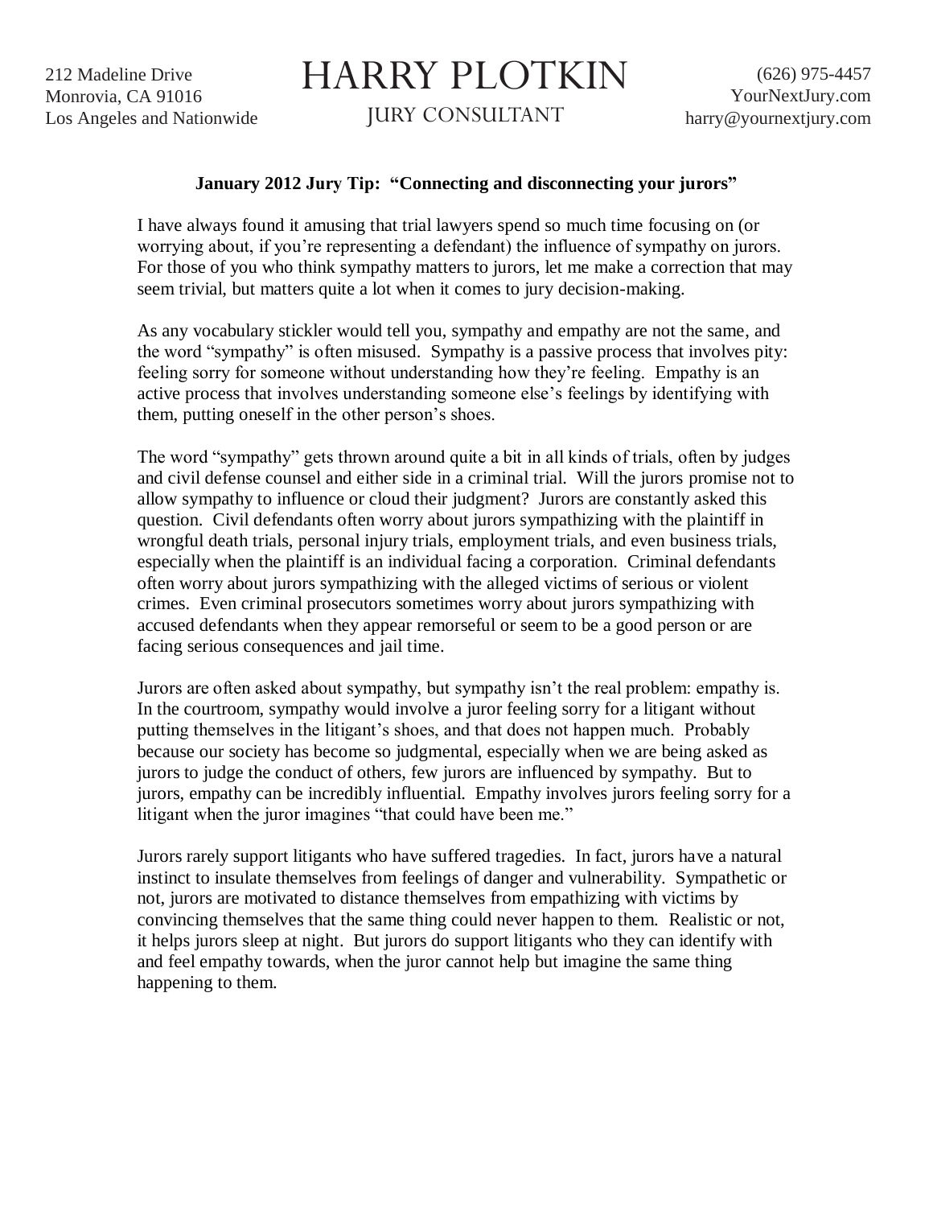212 Madeline Drive
Monrovia, CA 91016
Los Angeles and Nationwide

# HARRY PLOTKIN

JURY CONSULTANT

(626) 975-4457
YourNextJury.com
harry@yournextjury.com

**January 2012 Jury Tip: "Connecting and disconnecting your jurors"**

I have always found it amusing that trial lawyers spend so much time focusing on (or worrying about, if you're representing a defendant) the influence of sympathy on jurors. For those of you who think sympathy matters to jurors, let me make a correction that may seem trivial, but matters quite a lot when it comes to jury decision-making.

As any vocabulary stickler would tell you, sympathy and empathy are not the same, and the word "sympathy" is often misused. Sympathy is a passive process that involves pity: feeling sorry for someone without understanding how they're feeling. Empathy is an active process that involves understanding someone else's feelings by identifying with them, putting oneself in the other person's shoes.

The word "sympathy" gets thrown around quite a bit in all kinds of trials, often by judges and civil defense counsel and either side in a criminal trial. Will the jurors promise not to allow sympathy to influence or cloud their judgment? Jurors are constantly asked this question. Civil defendants often worry about jurors sympathizing with the plaintiff in wrongful death trials, personal injury trials, employment trials, and even business trials, especially when the plaintiff is an individual facing a corporation. Criminal defendants often worry about jurors sympathizing with the alleged victims of serious or violent crimes. Even criminal prosecutors sometimes worry about jurors sympathizing with accused defendants when they appear remorseful or seem to be a good person or are facing serious consequences and jail time.

Jurors are often asked about sympathy, but sympathy isn't the real problem: empathy is. In the courtroom, sympathy would involve a juror feeling sorry for a litigant without putting themselves in the litigant's shoes, and that does not happen much. Probably because our society has become so judgmental, especially when we are being asked as jurors to judge the conduct of others, few jurors are influenced by sympathy. But to jurors, empathy can be incredibly influential. Empathy involves jurors feeling sorry for a litigant when the juror imagines "that could have been me."

Jurors rarely support litigants who have suffered tragedies. In fact, jurors have a natural instinct to insulate themselves from feelings of danger and vulnerability. Sympathetic or not, jurors are motivated to distance themselves from empathizing with victims by convincing themselves that the same thing could never happen to them. Realistic or not, it helps jurors sleep at night. But jurors do support litigants who they can identify with and feel empathy towards, when the juror cannot help but imagine the same thing happening to them.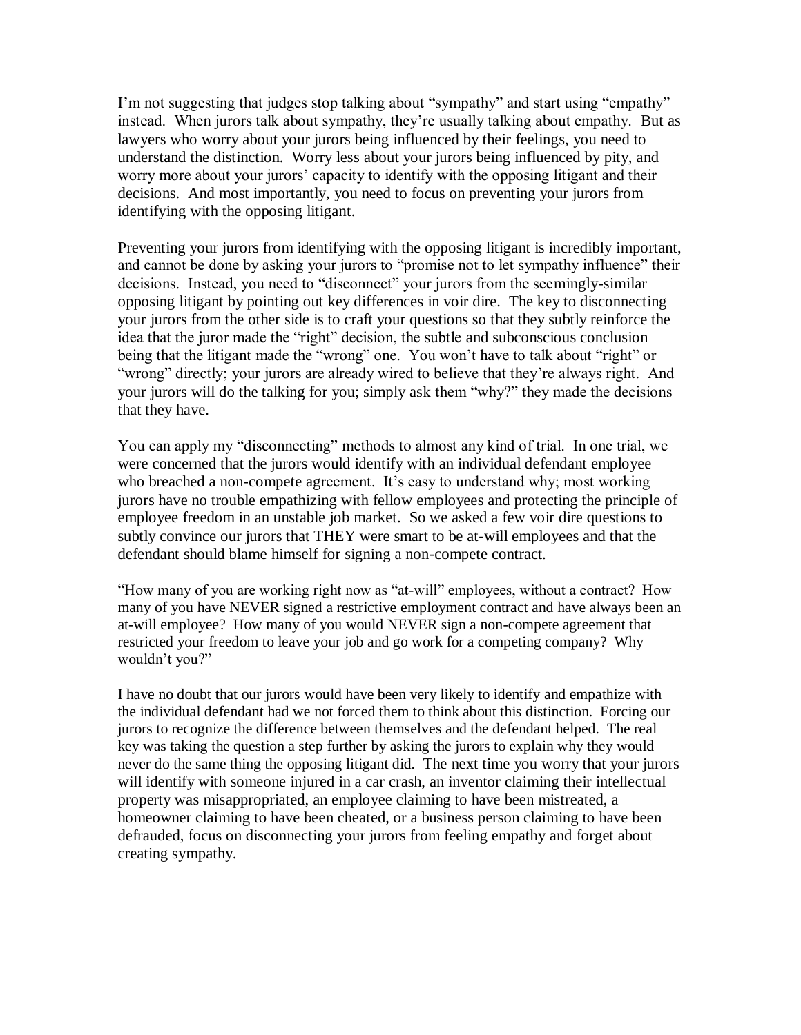I'm not suggesting that judges stop talking about "sympathy" and start using "empathy" instead. When jurors talk about sympathy, they're usually talking about empathy. But as lawyers who worry about your jurors being influenced by their feelings, you need to understand the distinction. Worry less about your jurors being influenced by pity, and worry more about your jurors' capacity to identify with the opposing litigant and their decisions. And most importantly, you need to focus on preventing your jurors from identifying with the opposing litigant.

Preventing your jurors from identifying with the opposing litigant is incredibly important, and cannot be done by asking your jurors to "promise not to let sympathy influence" their decisions. Instead, you need to "disconnect" your jurors from the seemingly-similar opposing litigant by pointing out key differences in voir dire. The key to disconnecting your jurors from the other side is to craft your questions so that they subtly reinforce the idea that the juror made the "right" decision, the subtle and subconscious conclusion being that the litigant made the "wrong" one. You won't have to talk about "right" or "wrong" directly; your jurors are already wired to believe that they're always right. And your jurors will do the talking for you; simply ask them "why?" they made the decisions that they have.

You can apply my "disconnecting" methods to almost any kind of trial. In one trial, we were concerned that the jurors would identify with an individual defendant employee who breached a non-compete agreement. It's easy to understand why; most working jurors have no trouble empathizing with fellow employees and protecting the principle of employee freedom in an unstable job market. So we asked a few voir dire questions to subtly convince our jurors that THEY were smart to be at-will employees and that the defendant should blame himself for signing a non-compete contract.

"How many of you are working right now as "at-will" employees, without a contract? How many of you have NEVER signed a restrictive employment contract and have always been an at-will employee? How many of you would NEVER sign a non-compete agreement that restricted your freedom to leave your job and go work for a competing company? Why wouldn't you?"

I have no doubt that our jurors would have been very likely to identify and empathize with the individual defendant had we not forced them to think about this distinction. Forcing our jurors to recognize the difference between themselves and the defendant helped. The real key was taking the question a step further by asking the jurors to explain why they would never do the same thing the opposing litigant did. The next time you worry that your jurors will identify with someone injured in a car crash, an inventor claiming their intellectual property was misappropriated, an employee claiming to have been mistreated, a homeowner claiming to have been cheated, or a business person claiming to have been defrauded, focus on disconnecting your jurors from feeling empathy and forget about creating sympathy.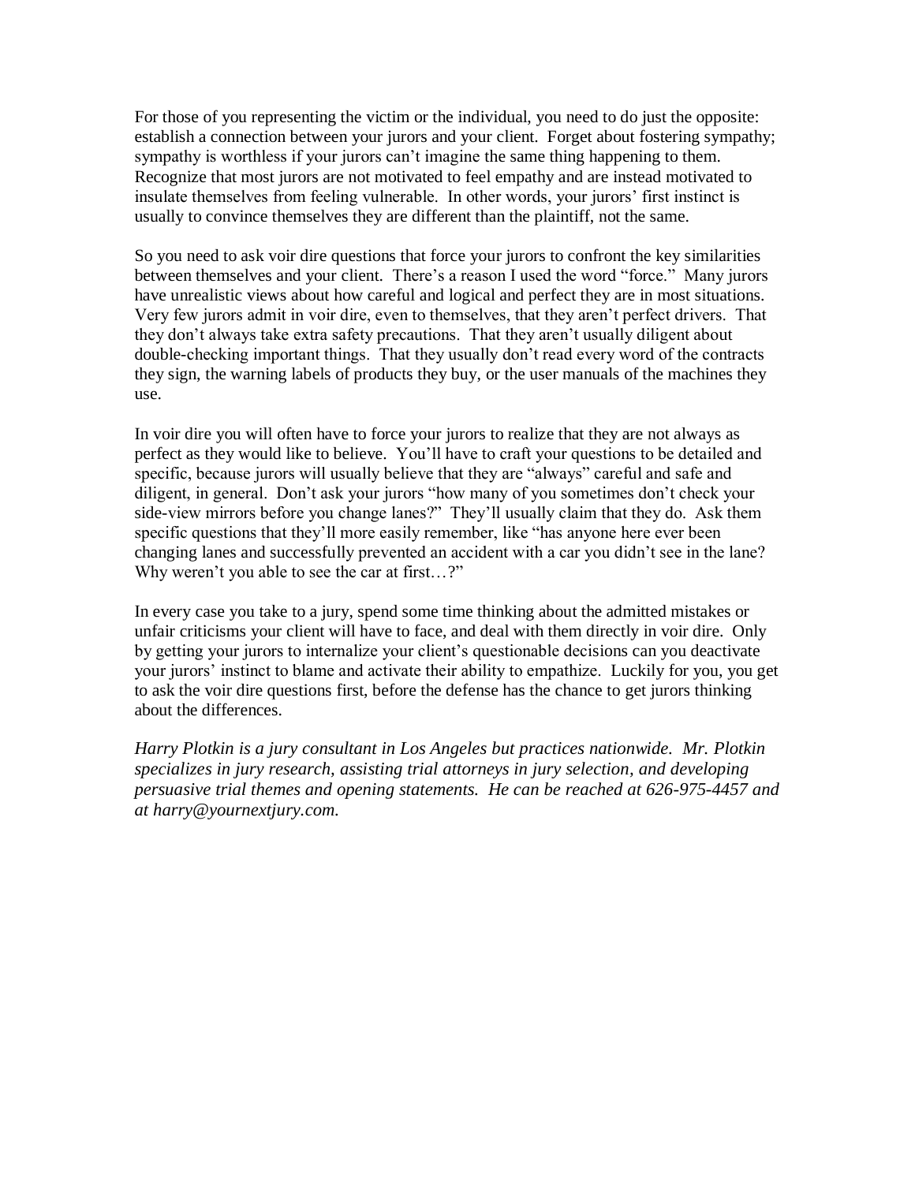For those of you representing the victim or the individual, you need to do just the opposite: establish a connection between your jurors and your client. Forget about fostering sympathy; sympathy is worthless if your jurors can't imagine the same thing happening to them. Recognize that most jurors are not motivated to feel empathy and are instead motivated to insulate themselves from feeling vulnerable. In other words, your jurors' first instinct is usually to convince themselves they are different than the plaintiff, not the same.

So you need to ask voir dire questions that force your jurors to confront the key similarities between themselves and your client. There's a reason I used the word "force." Many jurors have unrealistic views about how careful and logical and perfect they are in most situations. Very few jurors admit in voir dire, even to themselves, that they aren't perfect drivers. That they don't always take extra safety precautions. That they aren't usually diligent about double-checking important things. That they usually don't read every word of the contracts they sign, the warning labels of products they buy, or the user manuals of the machines they use.

In voir dire you will often have to force your jurors to realize that they are not always as perfect as they would like to believe. You'll have to craft your questions to be detailed and specific, because jurors will usually believe that they are "always" careful and safe and diligent, in general. Don't ask your jurors "how many of you sometimes don't check your side-view mirrors before you change lanes?" They'll usually claim that they do. Ask them specific questions that they'll more easily remember, like "has anyone here ever been changing lanes and successfully prevented an accident with a car you didn't see in the lane? Why weren't you able to see the car at first…?"

In every case you take to a jury, spend some time thinking about the admitted mistakes or unfair criticisms your client will have to face, and deal with them directly in voir dire. Only by getting your jurors to internalize your client's questionable decisions can you deactivate your jurors' instinct to blame and activate their ability to empathize. Luckily for you, you get to ask the voir dire questions first, before the defense has the chance to get jurors thinking about the differences.

*Harry Plotkin is a jury consultant in Los Angeles but practices nationwide. Mr. Plotkin specializes in jury research, assisting trial attorneys in jury selection, and developing persuasive trial themes and opening statements. He can be reached at 626-975-4457 and at harry@yournextjury.com.*